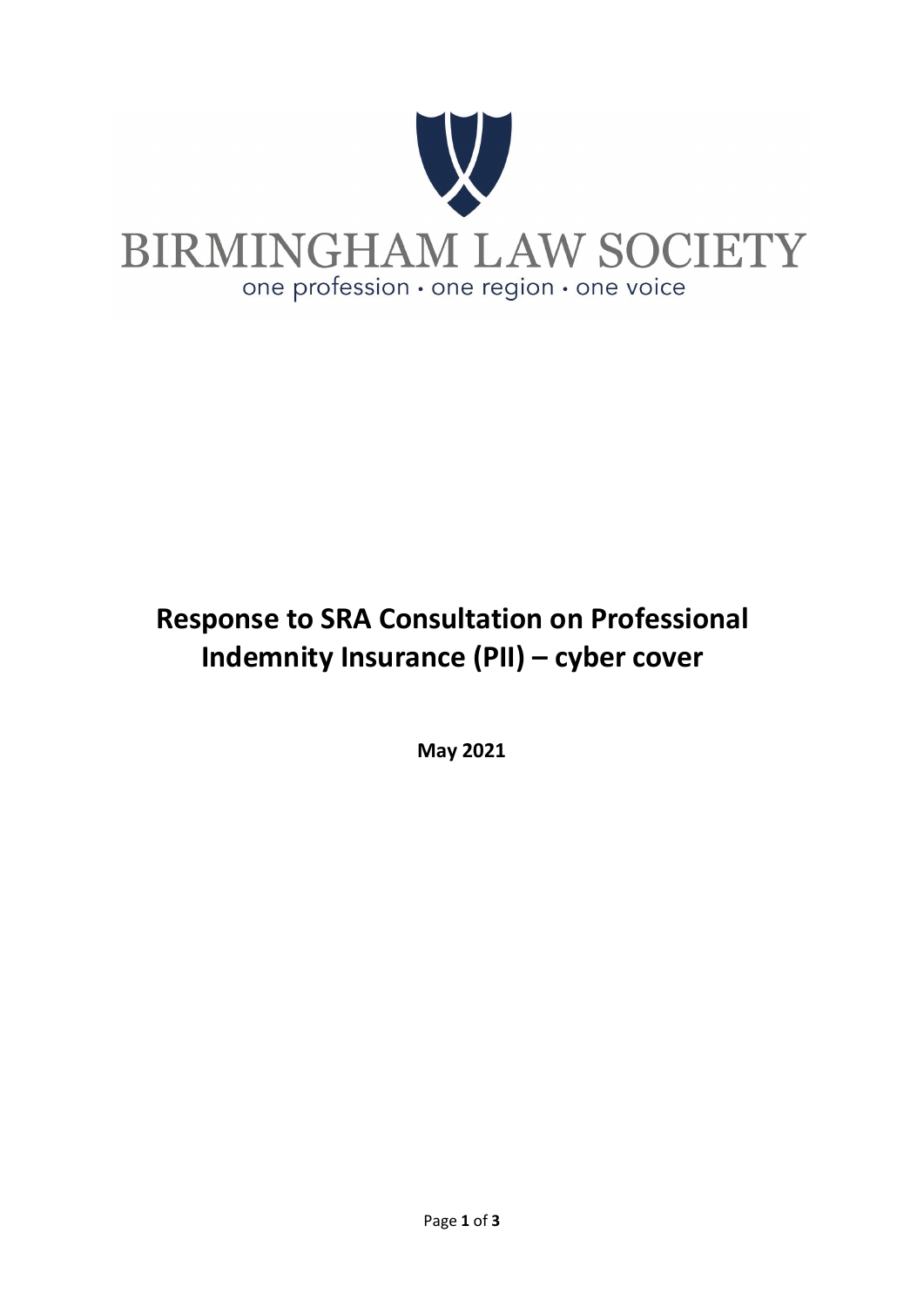BIRMINGHAM LAW SOCIETY

one profession · one region · one voice

# Response to SRA Consultation on Professional Indemnity Insurance (PII) – cyber cover

**May 2021**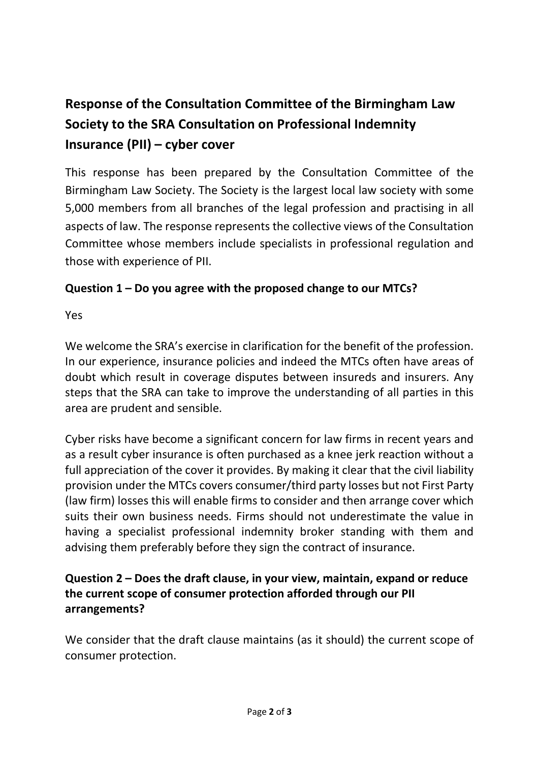# Response of the Consultation Committee of the Birmingham Law Society to the SRA Consultation on Professional Indemnity Insurance (PII) – cyber cover

This response has been prepared by the Consultation Committee of the Birmingham Law Society. The Society is the largest local law society with some 5,000 members from all branches of the legal profession and practising in all aspects of law. The response represents the collective views of the Consultation Committee whose members include specialists in professional regulation and those with experience of PII.

### Question 1 – Do you agree with the proposed change to our MTCs?

Yes

We welcome the SRA's exercise in clarification for the benefit of the profession. In our experience, insurance policies and indeed the MTCs often have areas of doubt which result in coverage disputes between insureds and insurers. Any steps that the SRA can take to improve the understanding of all parties in this area are prudent and sensible.

Cyber risks have become a significant concern for law firms in recent years and as a result cyber insurance is often purchased as a knee jerk reaction without a full appreciation of the cover it provides. By making it clear that the civil liability provision under the MTCs covers consumer/third party losses but not First Party (law firm) losses this will enable firms to consider and then arrange cover which suits their own business needs. Firms should not underestimate the value in having a specialist professional indemnity broker standing with them and advising them preferably before they sign the contract of insurance.

### Question 2 – Does the draft clause, in your view, maintain, expand or reduce the current scope of consumer protection afforded through our PII arrangements?

We consider that the draft clause maintains (as it should) the current scope of consumer protection.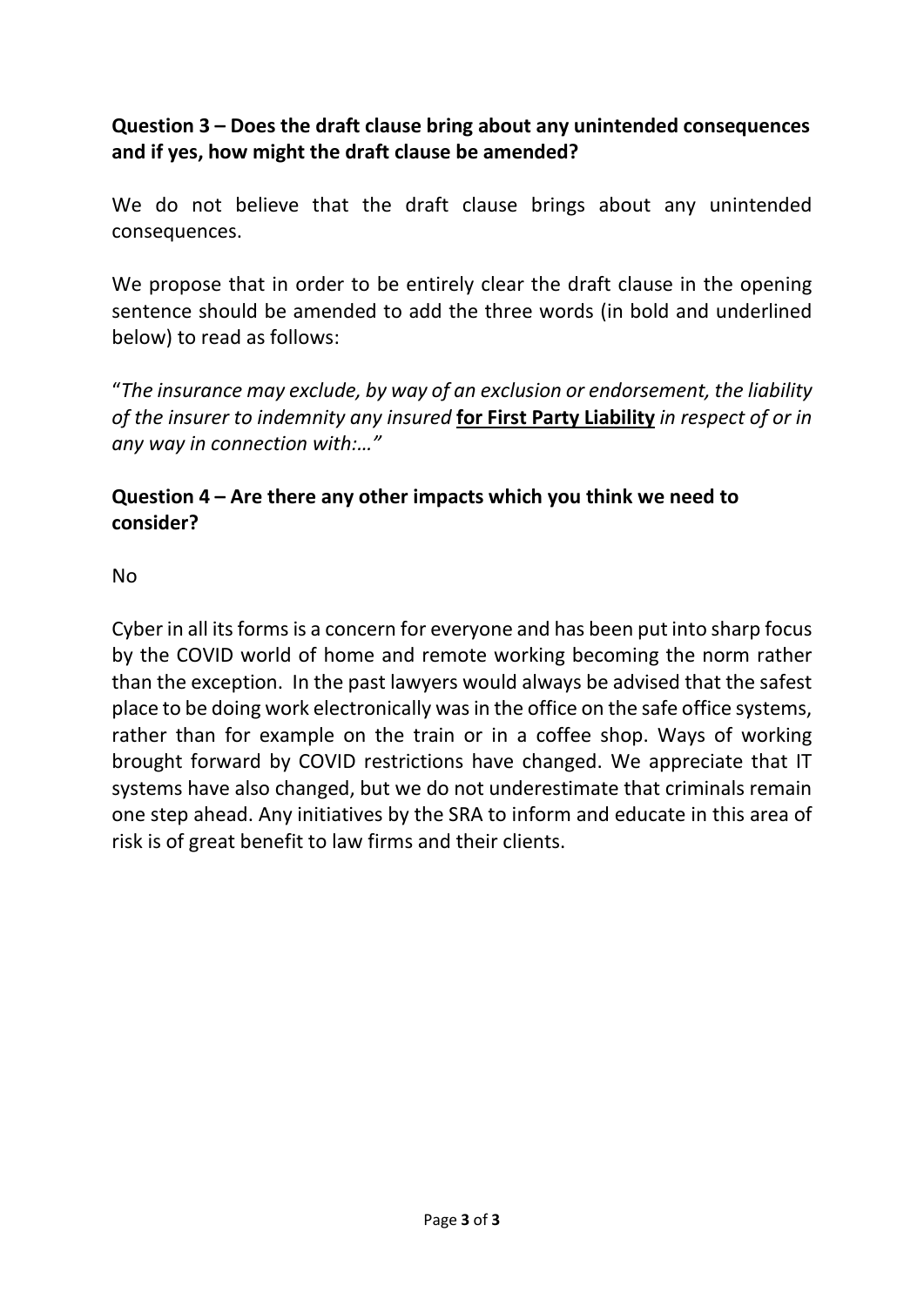**Question 3 – Does the draft clause bring about any unintended consequences and if yes, how might the draft clause be amended?**

We do not believe that the draft clause brings about any unintended consequences.

We propose that in order to be entirely clear the draft clause in the opening sentence should be amended to add the three words (in bold and underlined below) to read as follows:

"*The insurance may exclude, by way of an exclusion or endorsement, the liability of the insurer to indemnity any insured* <u>**for First Party Liability**</u> *in respect of or in any way in connection with:…"*

**Question 4 – Are there any other impacts which you think we need to consider?**

No

Cyber in all its forms is a concern for everyone and has been put into sharp focus by the COVID world of home and remote working becoming the norm rather than the exception. In the past lawyers would always be advised that the safest place to be doing work electronically was in the office on the safe office systems, rather than for example on the train or in a coffee shop. Ways of working brought forward by COVID restrictions have changed. We appreciate that IT systems have also changed, but we do not underestimate that criminals remain one step ahead. Any initiatives by the SRA to inform and educate in this area of risk is of great benefit to law firms and their clients.